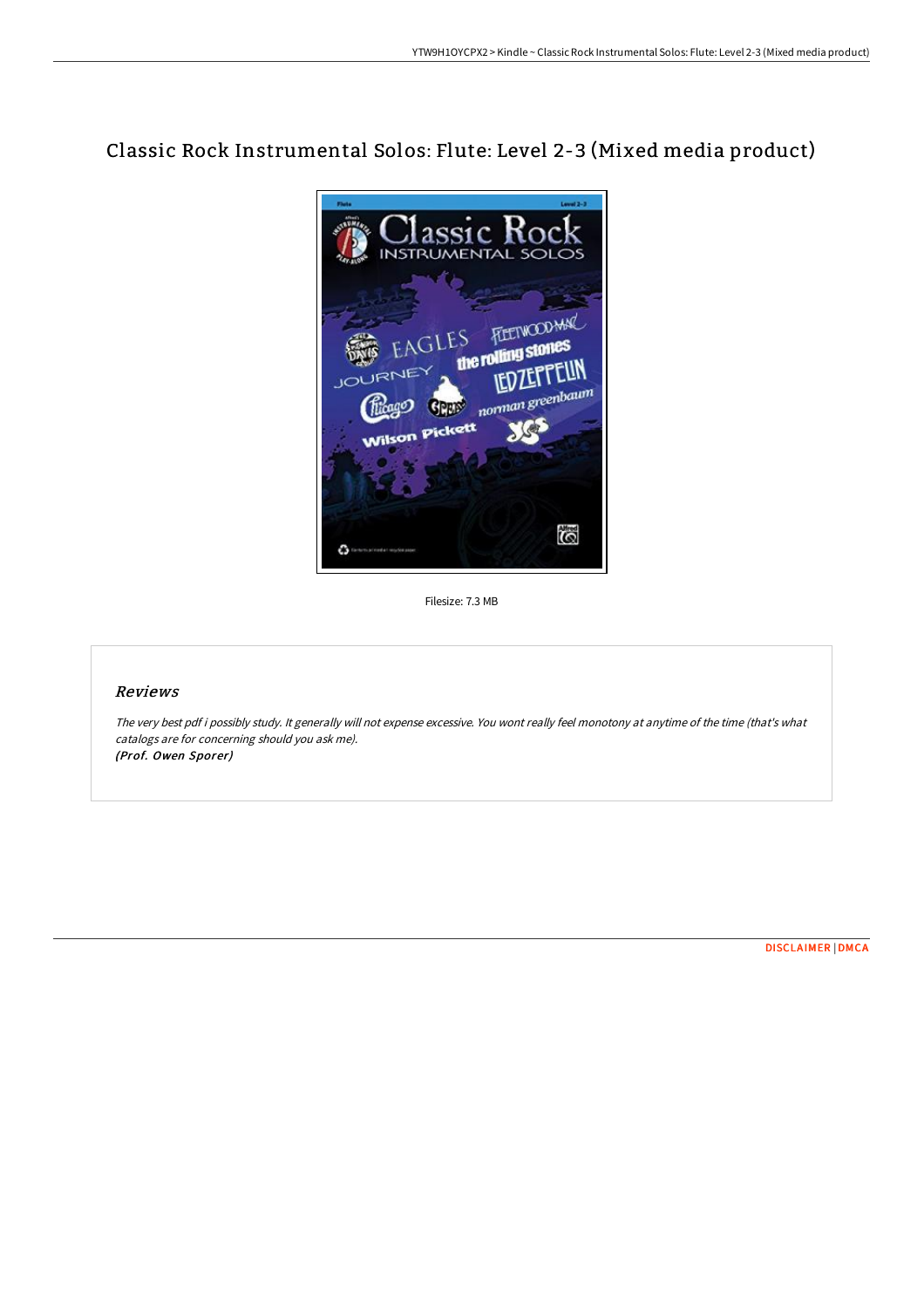# Classic Rock Instrumental Solos: Flute: Level 2-3 (Mixed media product)

Filesize: 7.3 MB

## Reviews

*The very best pdf i possibly study. It generally will not expense excessive. You wont really feel monotony at anytime of the time (that's what catalogs are for concerning should you ask me).*
***(Prof. Owen Sporer)***

DISCLAIMER | DMCA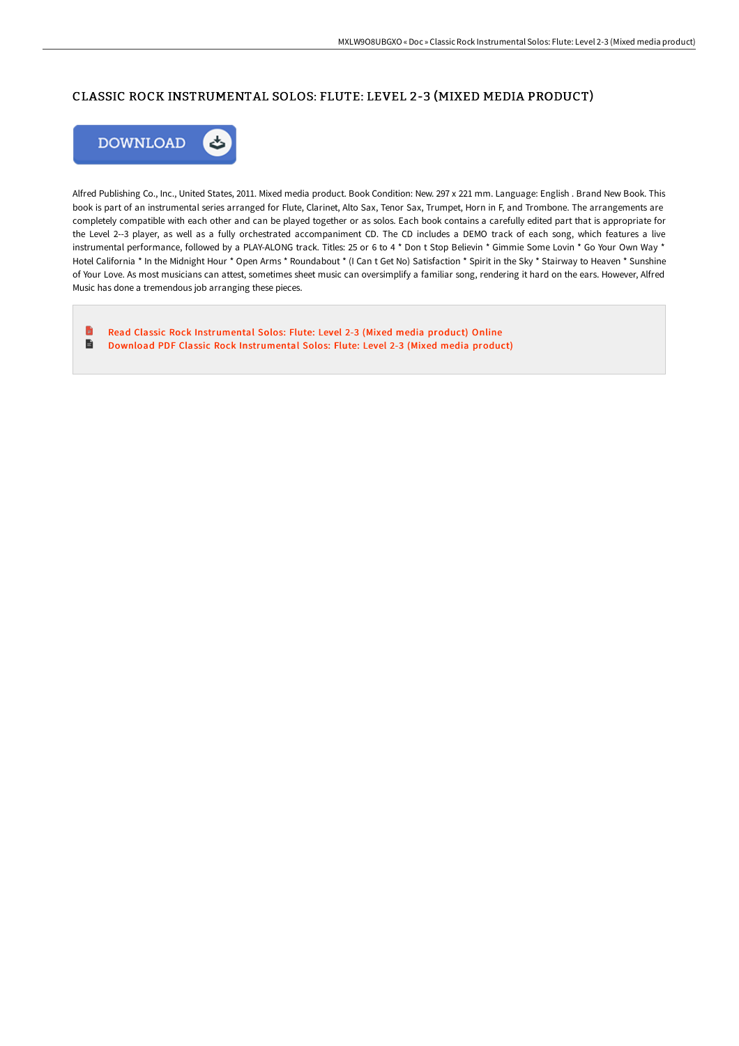# CLASSIC ROCK INSTRUMENTAL SOLOS: FLUTE: LEVEL 2-3 (MIXED MEDIA PRODUCT)

DOWNLOAD

Alfred Publishing Co., Inc., United States, 2011. Mixed media product. Book Condition: New. 297 x 221 mm. Language: English . Brand New Book. This book is part of an instrumental series arranged for Flute, Clarinet, Alto Sax, Tenor Sax, Trumpet, Horn in F, and Trombone. The arrangements are completely compatible with each other and can be played together or as solos. Each book contains a carefully edited part that is appropriate for the Level 2--3 player, as well as a fully orchestrated accompaniment CD. The CD includes a DEMO track of each song, which features a live instrumental performance, followed by a PLAY-ALONG track. Titles: 25 or 6 to 4 * Don t Stop Believin * Gimmie Some Lovin * Go Your Own Way * Hotel California * In the Midnight Hour * Open Arms * Roundabout * (I Can t Get No) Satisfaction * Spirit in the Sky * Stairway to Heaven * Sunshine of Your Love. As most musicians can attest, sometimes sheet music can oversimplify a familiar song, rendering it hard on the ears. However, Alfred Music has done a tremendous job arranging these pieces.

- Read Classic Rock Instrumental Solos: Flute: Level 2-3 (Mixed media product) Online
- Download PDF Classic Rock Instrumental Solos: Flute: Level 2-3 (Mixed media product)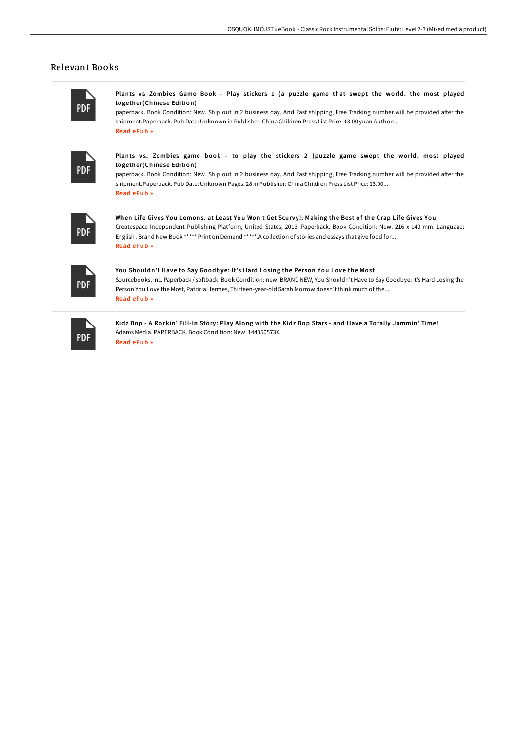## Relevant Books

**Plants vs Zombies Game Book - Play stickers 1 (a puzzle game that swept the world. the most played together(Chinese Edition)**

paperback. Book Condition: New. Ship out in 2 business day, And Fast shipping, Free Tracking number will be provided after the shipment.Paperback. Pub Date: Unknown in Publisher: China Children Press List Price: 13.00 yuan Author:...

Read ePub »

**Plants vs. Zombies game book - to play the stickers 2 (puzzle game swept the world. most played together(Chinese Edition)**

paperback. Book Condition: New. Ship out in 2 business day, And Fast shipping, Free Tracking number will be provided after the shipment.Paperback. Pub Date: Unknown Pages: 28 in Publisher: China Children Press List Price: 13.00...

Read ePub »

**When Life Gives You Lemons. at Least You Won t Get Scurvy!: Making the Best of the Crap Life Gives You**

Createspace Independent Publishing Platform, United States, 2013. Paperback. Book Condition: New. 216 x 140 mm. Language: English . Brand New Book ***** Print on Demand *****.A collection of stories and essays that give food for...

Read ePub »

**You Shouldn't Have to Say Goodbye: It's Hard Losing the Person You Love the Most**

Sourcebooks, Inc. Paperback / softback. Book Condition: new. BRAND NEW, You Shouldn't Have to Say Goodbye: It's Hard Losing the Person You Love the Most, Patricia Hermes, Thirteen-year-old Sarah Morrow doesn't think much of the...

Read ePub »

**Kidz Bop - A Rockin' Fill-In Story: Play Along with the Kidz Bop Stars - and Have a Totally Jammin' Time!**

Adams Media. PAPERBACK. Book Condition: New. 144050573X.

Read ePub »